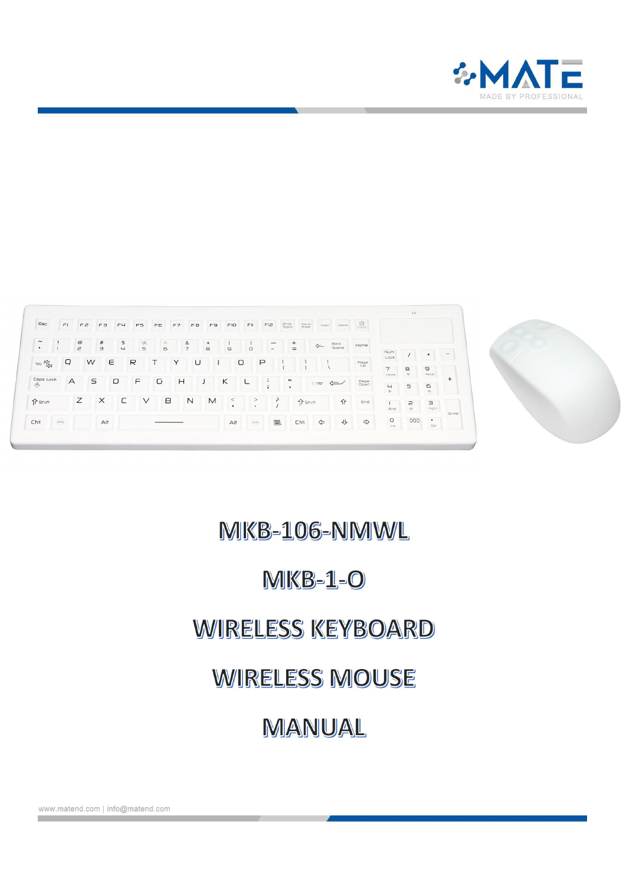MATE

MADE BY PROFESSIONAL

# MKB-106-NMWL

# MKB-1-O

# WIRELESS KEYBOARD

# WIRELESS MOUSE

# MANUAL

www.matend.com | info@matend.com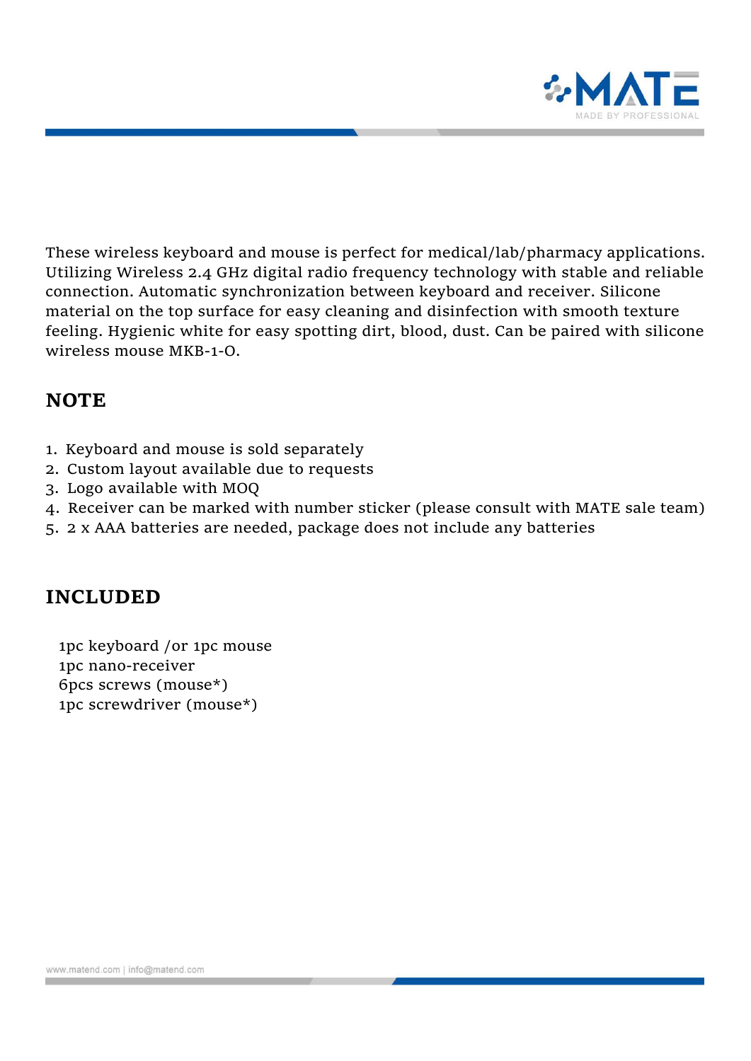These wireless keyboard and mouse is perfect for medical/lab/pharmacy applications. Utilizing Wireless 2.4 GHz digital radio frequency technology with stable and reliable connection. Automatic synchronization between keyboard and receiver. Silicone material on the top surface for easy cleaning and disinfection with smooth texture feeling. Hygienic white for easy spotting dirt, blood, dust. Can be paired with silicone wireless mouse MKB-1-O.

## NOTE

1. Keyboard and mouse is sold separately
2. Custom layout available due to requests
3. Logo available with MOQ
4. Receiver can be marked with number sticker (please consult with MATE sale team)
5. 2 x AAA batteries are needed, package does not include any batteries

## INCLUDED

1pc keyboard /or 1pc mouse
1pc nano-receiver
6pcs screws (mouse*)
1pc screwdriver (mouse*)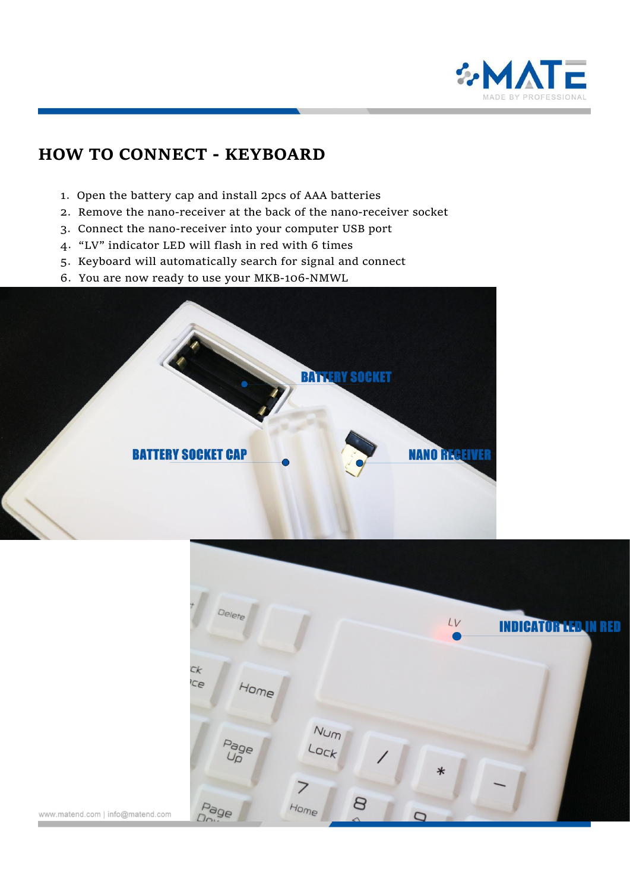## HOW TO CONNECT - KEYBOARD

1. Open the battery cap and install 2pcs of AAA batteries
2. Remove the nano-receiver at the back of the nano-receiver socket
3. Connect the nano-receiver into your computer USB port
4. “LV” indicator LED will flash in red with 6 times
5. Keyboard will automatically search for signal and connect
6. You are now ready to use your MKB-106-NMWL

BATTERY SOCKET

BATTERY SOCKET CAP

NANO RECEIVER

INDICATOR LED IN RED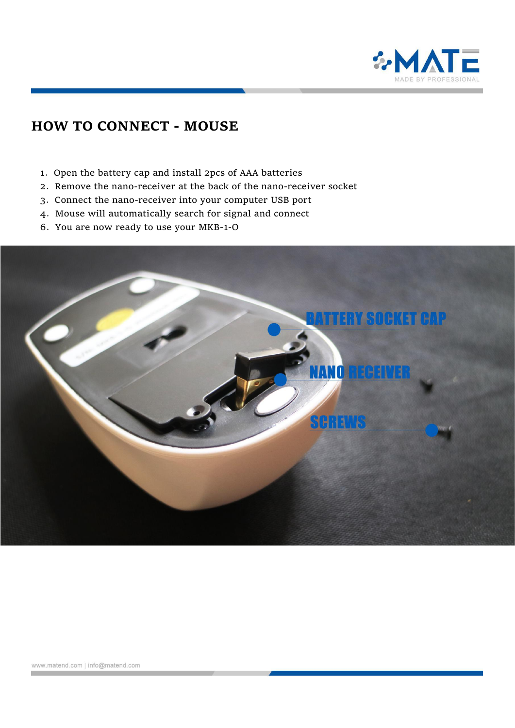## HOW TO CONNECT - MOUSE

1. Open the battery cap and install 2pcs of AAA batteries
2. Remove the nano-receiver at the back of the nano-receiver socket
3. Connect the nano-receiver into your computer USB port
4. Mouse will automatically search for signal and connect
6. You are now ready to use your MKB-1-O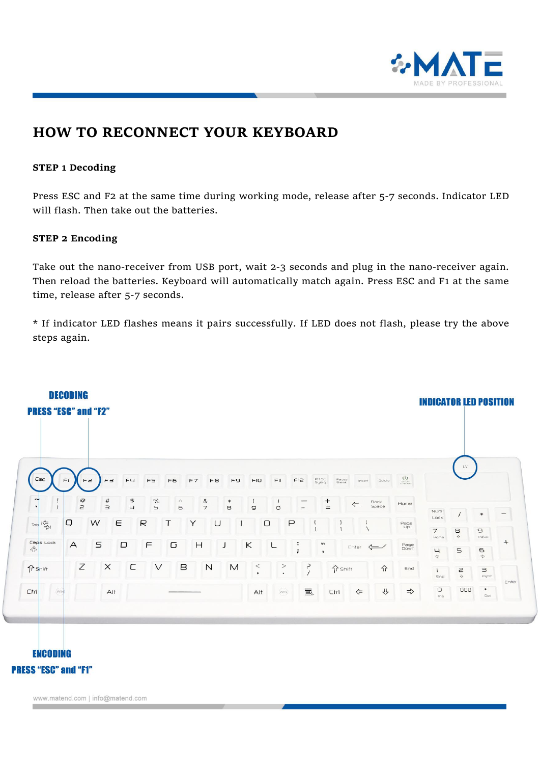# HOW TO RECONNECT YOUR KEYBOARD

### STEP 1 Decoding

Press ESC and F2 at the same time during working mode, release after 5-7 seconds. Indicator LED will flash. Then take out the batteries.

### STEP 2 Encoding

Take out the nano-receiver from USB port, wait 2-3 seconds and plug in the nano-receiver again. Then reload the batteries. Keyboard will automatically match again. Press ESC and F1 at the same time, release after 5-7 seconds.

* If indicator LED flashes means it pairs successfully. If LED does not flash, please try the above steps again.

**DECODING**
**PRESS "ESC" and "F2"**

**INDICATOR LED POSITION**

**ENCODING**
**PRESS "ESC" and "F1"**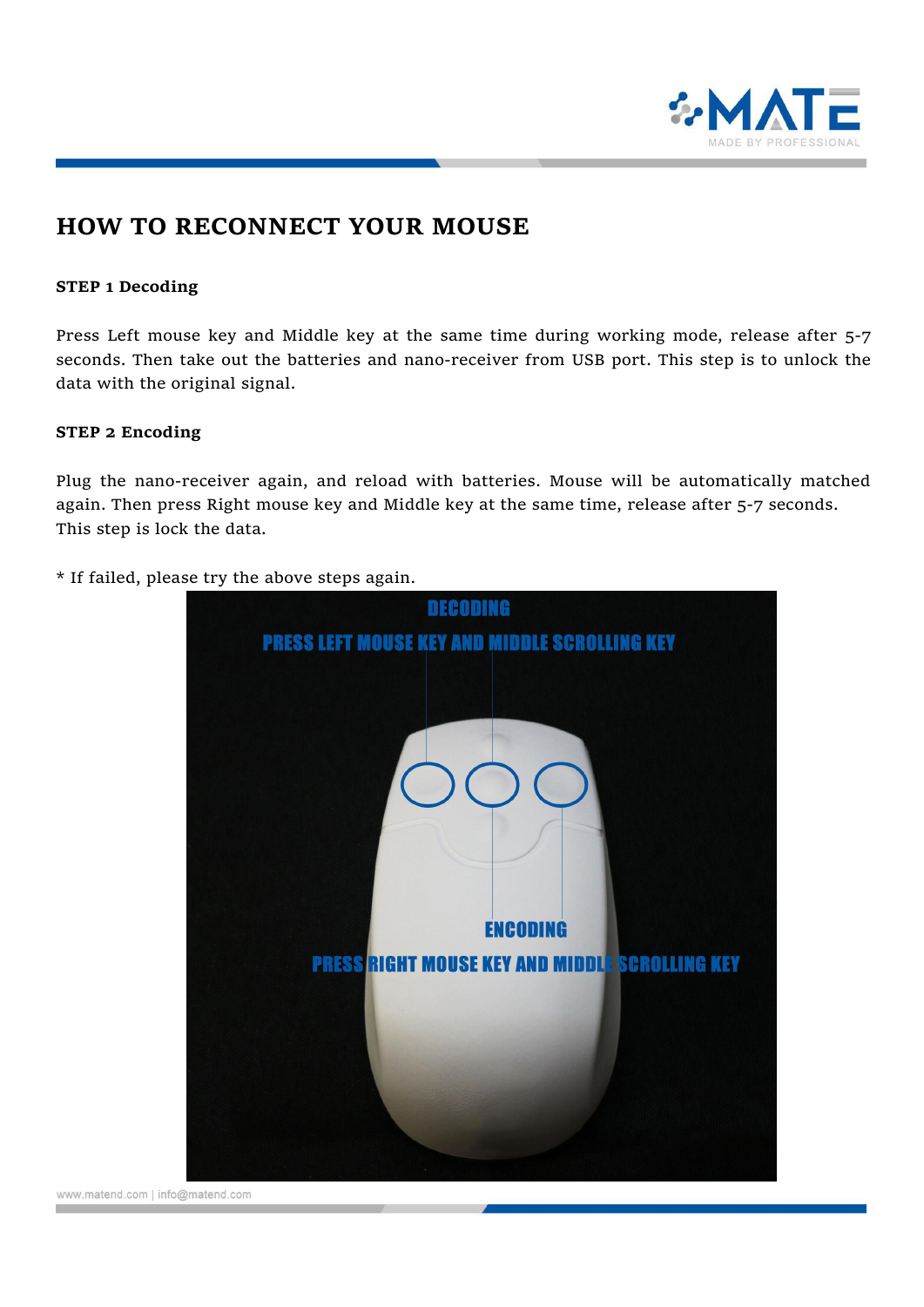# HOW TO RECONNECT YOUR MOUSE

**STEP 1 Decoding**

Press Left mouse key and Middle key at the same time during working mode, release after 5-7 seconds. Then take out the batteries and nano-receiver from USB port. This step is to unlock the data with the original signal.

**STEP 2 Encoding**

Plug the nano-receiver again, and reload with batteries. Mouse will be automatically matched again. Then press Right mouse key and Middle key at the same time, release after 5-7 seconds. This step is lock the data.

* If failed, please try the above steps again.

DECODING

PRESS LEFT MOUSE KEY AND MIDDLE SCROLLING KEY

ENCODING

PRESS RIGHT MOUSE KEY AND MIDDLE SCROLLING KEY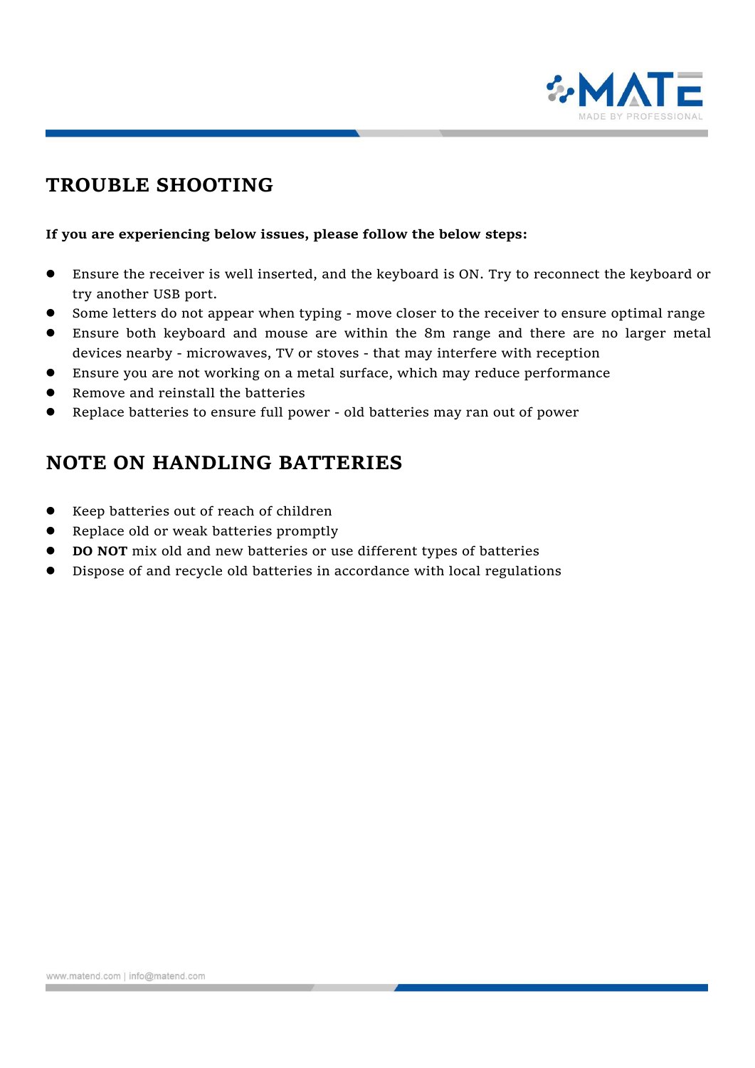## TROUBLE SHOOTING

**If you are experiencing below issues, please follow the below steps:**

- Ensure the receiver is well inserted, and the keyboard is ON. Try to reconnect the keyboard or try another USB port.
- Some letters do not appear when typing - move closer to the receiver to ensure optimal range
- Ensure both keyboard and mouse are within the 8m range and there are no larger metal devices nearby - microwaves, TV or stoves - that may interfere with reception
- Ensure you are not working on a metal surface, which may reduce performance
- Remove and reinstall the batteries
- Replace batteries to ensure full power - old batteries may ran out of power

## NOTE ON HANDLING BATTERIES

- Keep batteries out of reach of children
- Replace old or weak batteries promptly
- **DO NOT** mix old and new batteries or use different types of batteries
- Dispose of and recycle old batteries in accordance with local regulations